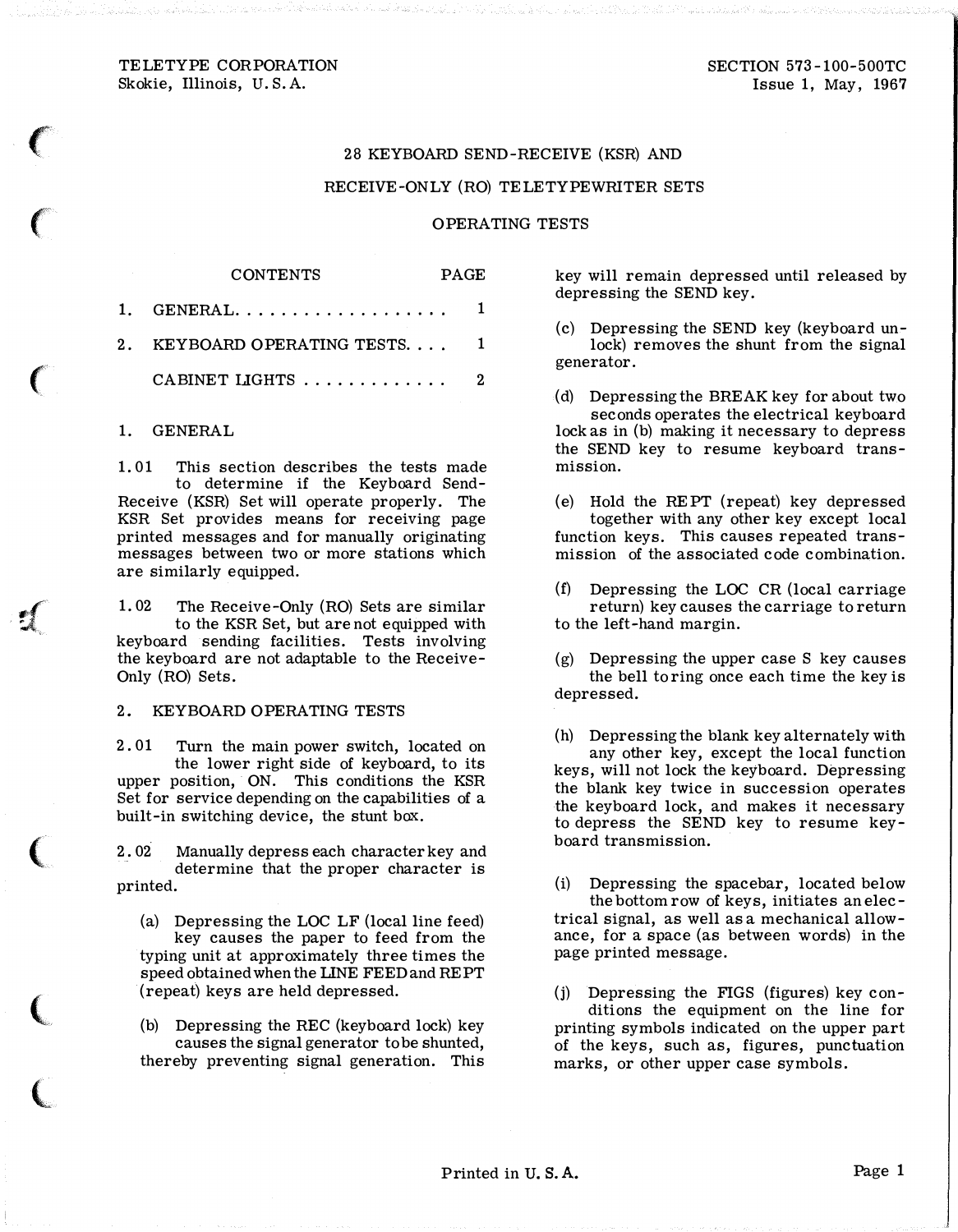TELETYPE CORPORATION
Skokie, Illinois, U.S.A.

SECTION 573-100-500TC
Issue 1, May, 1967

# 28 KEYBOARD SEND-RECEIVE (KSR) AND RECEIVE-ONLY (RO) TELETYPEWRITER SETS

## OPERATING TESTS

| CONTENTS | PAGE |
|---|---|
| 1. GENERAL | 1 |
| 2. KEYBOARD OPERATING TESTS | 1 |
| CABINET LIGHTS | 2 |

## 1. GENERAL

1.01 This section describes the tests made to determine if the Keyboard Send-Receive (KSR) Set will operate properly. The KSR Set provides means for receiving page printed messages and for manually originating messages between two or more stations which are similarly equipped.

1.02 The Receive-Only (RO) Sets are similar to the KSR Set, but are not equipped with keyboard sending facilities. Tests involving the keyboard are not adaptable to the Receive-Only (RO) Sets.

## 2. KEYBOARD OPERATING TESTS

2.01 Turn the main power switch, located on the lower right side of keyboard, to its upper position, ON. This conditions the KSR Set for service depending on the capabilities of a built-in switching device, the stunt box.

2.02 Manually depress each character key and determine that the proper character is printed.

(a) Depressing the LOC LF (local line feed) key causes the paper to feed from the typing unit at approximately three times the speed obtained when the LINE FEED and REPT (repeat) keys are held depressed.

(b) Depressing the REC (keyboard lock) key causes the signal generator to be shunted, thereby preventing signal generation. This key will remain depressed until released by depressing the SEND key.

(c) Depressing the SEND key (keyboard unlock) removes the shunt from the signal generator.

(d) Depressing the BREAK key for about two seconds operates the electrical keyboard lock as in (b) making it necessary to depress the SEND key to resume keyboard transmission.

(e) Hold the REPT (repeat) key depressed together with any other key except local function keys. This causes repeated transmission of the associated code combination.

(f) Depressing the LOC CR (local carriage return) key causes the carriage to return to the left-hand margin.

(g) Depressing the upper case S key causes the bell to ring once each time the key is depressed.

(h) Depressing the blank key alternately with any other key, except the local function keys, will not lock the keyboard. Depressing the blank key twice in succession operates the keyboard lock, and makes it necessary to depress the SEND key to resume keyboard transmission.

(i) Depressing the spacebar, located below the bottom row of keys, initiates an electrical signal, as well as a mechanical allowance, for a space (as between words) in the page printed message.

(j) Depressing the FIGS (figures) key conditions the equipment on the line for printing symbols indicated on the upper part of the keys, such as, figures, punctuation marks, or other upper case symbols.

Printed in U. S. A.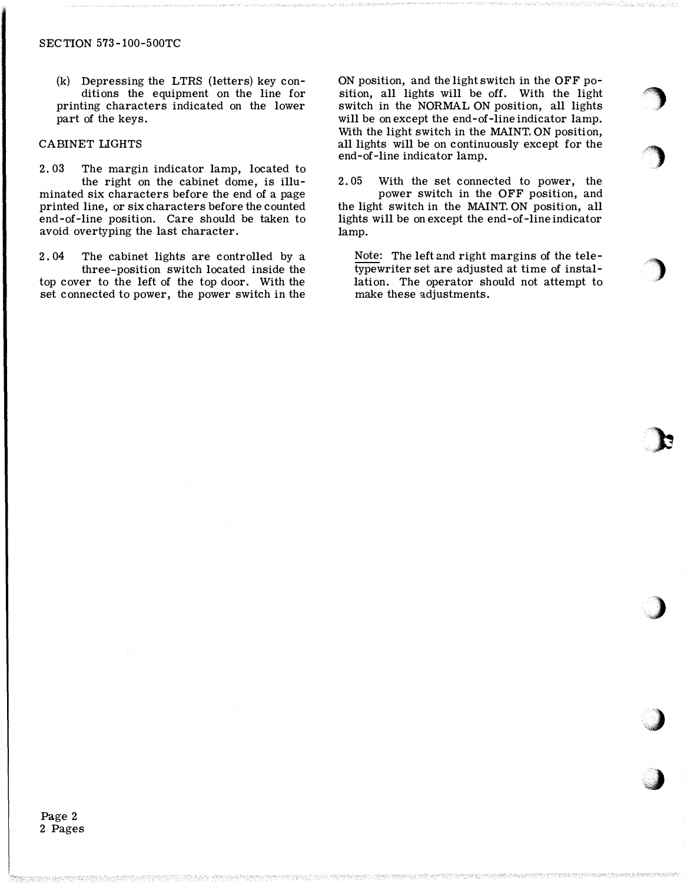(k) Depressing the LTRS (letters) key conditions the equipment on the line for printing characters indicated on the lower part of the keys.

## CABINET LIGHTS

2.03 The margin indicator lamp, located to the right on the cabinet dome, is illuminated six characters before the end of a page printed line, or six characters before the counted end-of-line position. Care should be taken to avoid overtyping the last character.

2.04 The cabinet lights are controlled by a three-position switch located inside the top cover to the left of the top door. With the set connected to power, the power switch in the ON position, and the light switch in the OFF position, all lights will be off. With the light switch in the NORMAL ON position, all lights will be on except the end-of-line indicator lamp. With the light switch in the MAINT. ON position, all lights will be on continuously except for the end-of-line indicator lamp.

2.05 With the set connected to power, the power switch in the OFF position, and the light switch in the MAINT. ON position, all lights will be on except the end-of-line indicator lamp.

Note: The left and right margins of the teletypewriter set are adjusted at time of installation. The operator should not attempt to make these adjustments.